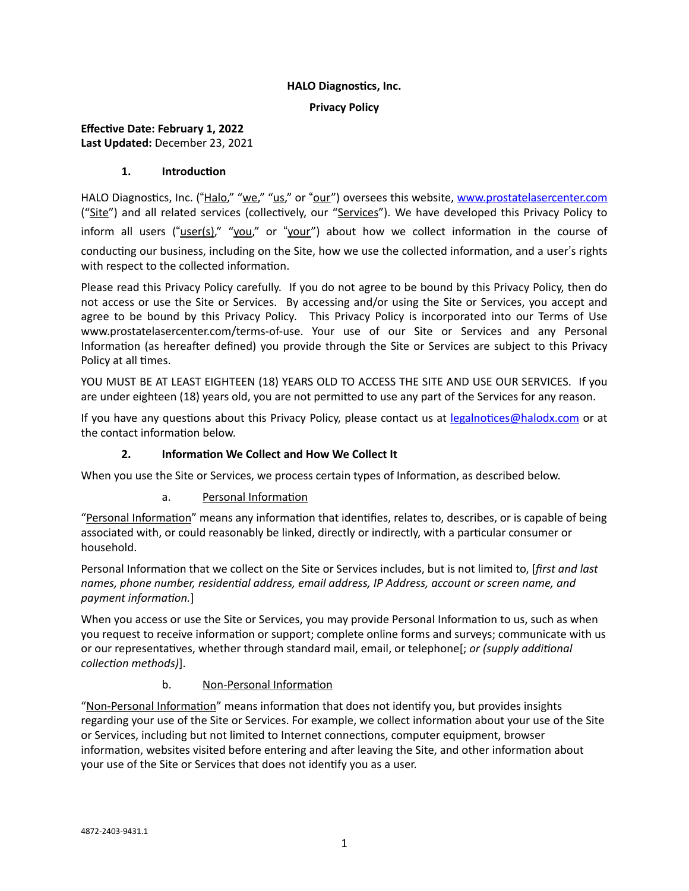**HALO Diagnostics, Inc.**

**Privacy Policy**

**Effective Date: February 1, 2022**
**Last Updated:** December 23, 2021

## 1. Introduction

HALO Diagnostics, Inc. ("Halo," "we," "us," or "our") oversees this website, www.prostatelasercenter.com ("Site") and all related services (collectively, our "Services"). We have developed this Privacy Policy to inform all users ("user(s)," "you," or "your") about how we collect information in the course of conducting our business, including on the Site, how we use the collected information, and a user's rights with respect to the collected information.

Please read this Privacy Policy carefully. If you do not agree to be bound by this Privacy Policy, then do not access or use the Site or Services. By accessing and/or using the Site or Services, you accept and agree to be bound by this Privacy Policy. This Privacy Policy is incorporated into our Terms of Use www.prostatelasercenter.com/terms-of-use. Your use of our Site or Services and any Personal Information (as hereafter defined) you provide through the Site or Services are subject to this Privacy Policy at all times.

YOU MUST BE AT LEAST EIGHTEEN (18) YEARS OLD TO ACCESS THE SITE AND USE OUR SERVICES. If you are under eighteen (18) years old, you are not permitted to use any part of the Services for any reason.

If you have any questions about this Privacy Policy, please contact us at legalnotices@halodx.com or at the contact information below.

## 2. Information We Collect and How We Collect It

When you use the Site or Services, we process certain types of Information, as described below.

### a. Personal Information

"Personal Information" means any information that identifies, relates to, describes, or is capable of being associated with, or could reasonably be linked, directly or indirectly, with a particular consumer or household.

Personal Information that we collect on the Site or Services includes, but is not limited to, [*first and last names, phone number, residential address, email address, IP Address, account or screen name, and payment information.*]

When you access or use the Site or Services, you may provide Personal Information to us, such as when you request to receive information or support; complete online forms and surveys; communicate with us or our representatives, whether through standard mail, email, or telephone[; *or (supply additional collection methods)*].

### b. Non-Personal Information

"Non-Personal Information" means information that does not identify you, but provides insights regarding your use of the Site or Services. For example, we collect information about your use of the Site or Services, including but not limited to Internet connections, computer equipment, browser information, websites visited before entering and after leaving the Site, and other information about your use of the Site or Services that does not identify you as a user.

4872-2403-9431.1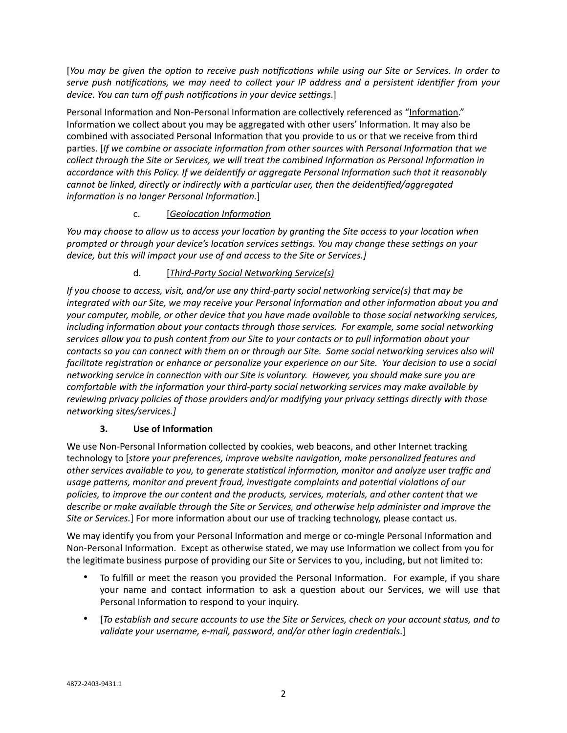[*You may be given the option to receive push notifications while using our Site or Services. In order to serve push notifications, we may need to collect your IP address and a persistent identifier from your device. You can turn off push notifications in your device settings*.]

Personal Information and Non-Personal Information are collectively referenced as "Information." Information we collect about you may be aggregated with other users' Information. It may also be combined with associated Personal Information that you provide to us or that we receive from third parties. [*If we combine or associate information from other sources with Personal Information that we collect through the Site or Services, we will treat the combined Information as Personal Information in accordance with this Policy. If we deidentify or aggregate Personal Information such that it reasonably cannot be linked, directly or indirectly with a particular user, then the deidentified/aggregated information is no longer Personal Information.*]

c. [*Geolocation Information*

*You may choose to allow us to access your location by granting the Site access to your location when prompted or through your device's location services settings. You may change these settings on your device, but this will impact your use of and access to the Site or Services.]*

d. [*Third-Party Social Networking Service(s)*

*If you choose to access, visit, and/or use any third-party social networking service(s) that may be integrated with our Site, we may receive your Personal Information and other information about you and your computer, mobile, or other device that you have made available to those social networking services, including information about your contacts through those services. For example, some social networking services allow you to push content from our Site to your contacts or to pull information about your contacts so you can connect with them on or through our Site. Some social networking services also will facilitate registration or enhance or personalize your experience on our Site. Your decision to use a social networking service in connection with our Site is voluntary. However, you should make sure you are comfortable with the information your third-party social networking services may make available by reviewing privacy policies of those providers and/or modifying your privacy settings directly with those networking sites/services.]*

**3. Use of Information**

We use Non-Personal Information collected by cookies, web beacons, and other Internet tracking technology to [*store your preferences, improve website navigation, make personalized features and other services available to you, to generate statistical information, monitor and analyze user traffic and usage patterns, monitor and prevent fraud, investigate complaints and potential violations of our policies, to improve the our content and the products, services, materials, and other content that we describe or make available through the Site or Services, and otherwise help administer and improve the Site or Services.*] For more information about our use of tracking technology, please contact us.

We may identify you from your Personal Information and merge or co-mingle Personal Information and Non-Personal Information. Except as otherwise stated, we may use Information we collect from you for the legitimate business purpose of providing our Site or Services to you, including, but not limited to:

- To fulfill or meet the reason you provided the Personal Information. For example, if you share your name and contact information to ask a question about our Services, we will use that Personal Information to respond to your inquiry.
- [*To establish and secure accounts to use the Site or Services, check on your account status, and to validate your username, e-mail, password, and/or other login credentials*.]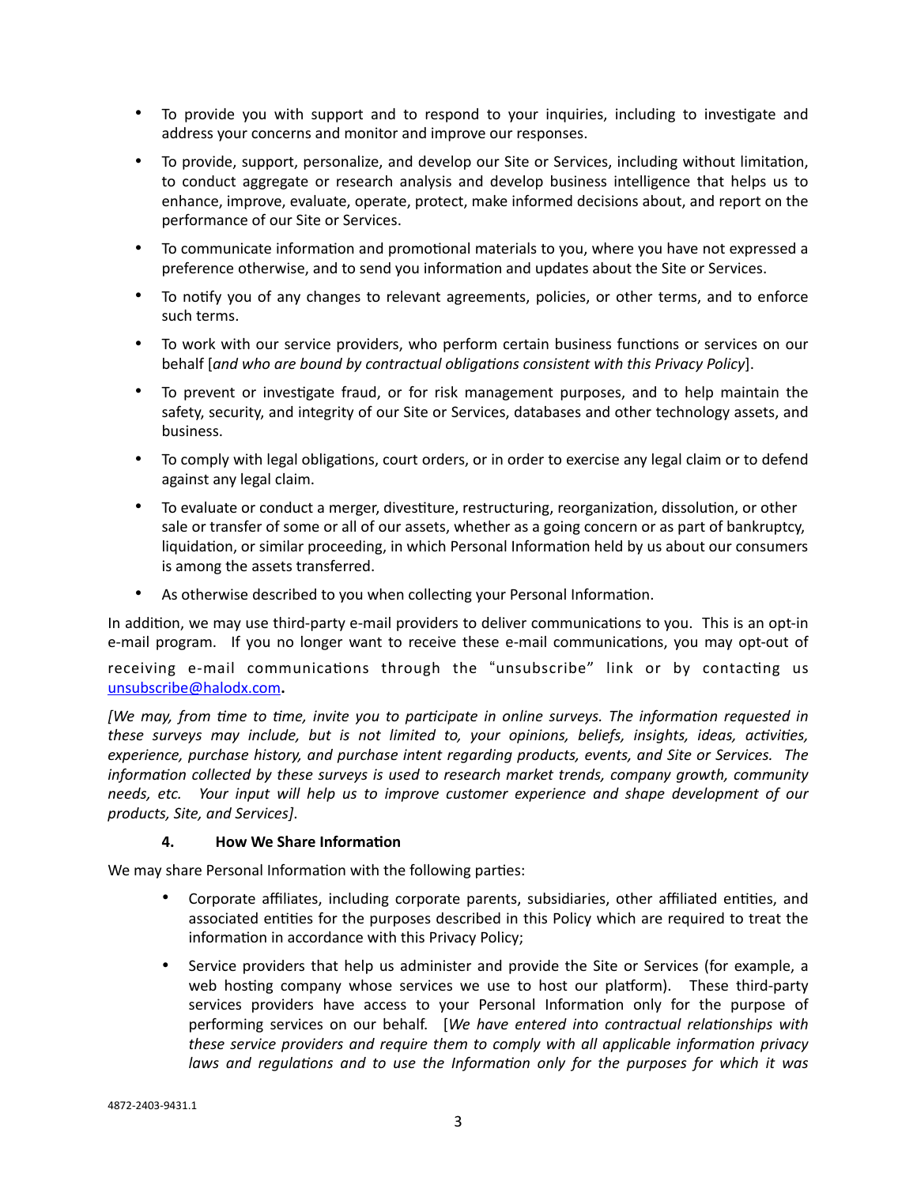- To provide you with support and to respond to your inquiries, including to investigate and address your concerns and monitor and improve our responses.
- To provide, support, personalize, and develop our Site or Services, including without limitation, to conduct aggregate or research analysis and develop business intelligence that helps us to enhance, improve, evaluate, operate, protect, make informed decisions about, and report on the performance of our Site or Services.
- To communicate information and promotional materials to you, where you have not expressed a preference otherwise, and to send you information and updates about the Site or Services.
- To notify you of any changes to relevant agreements, policies, or other terms, and to enforce such terms.
- To work with our service providers, who perform certain business functions or services on our behalf [*and who are bound by contractual obligations consistent with this Privacy Policy*].
- To prevent or investigate fraud, or for risk management purposes, and to help maintain the safety, security, and integrity of our Site or Services, databases and other technology assets, and business.
- To comply with legal obligations, court orders, or in order to exercise any legal claim or to defend against any legal claim.
- To evaluate or conduct a merger, divestiture, restructuring, reorganization, dissolution, or other sale or transfer of some or all of our assets, whether as a going concern or as part of bankruptcy, liquidation, or similar proceeding, in which Personal Information held by us about our consumers is among the assets transferred.
- As otherwise described to you when collecting your Personal Information.

In addition, we may use third-party e-mail providers to deliver communications to you. This is an opt-in e-mail program. If you no longer want to receive these e-mail communications, you may opt-out of receiving e-mail communications through the "unsubscribe" link or by contacting us unsubscribe@halodx.com**.**

*[We may, from time to time, invite you to participate in online surveys. The information requested in these surveys may include, but is not limited to, your opinions, beliefs, insights, ideas, activities, experience, purchase history, and purchase intent regarding products, events, and Site or Services. The information collected by these surveys is used to research market trends, company growth, community needs, etc. Your input will help us to improve customer experience and shape development of our products, Site, and Services]*.

## 4. How We Share Information

We may share Personal Information with the following parties:

- Corporate affiliates, including corporate parents, subsidiaries, other affiliated entities, and associated entities for the purposes described in this Policy which are required to treat the information in accordance with this Privacy Policy;
- Service providers that help us administer and provide the Site or Services (for example, a web hosting company whose services we use to host our platform). These third-party services providers have access to your Personal Information only for the purpose of performing services on our behalf. [*We have entered into contractual relationships with these service providers and require them to comply with all applicable information privacy laws and regulations and to use the Information only for the purposes for which it was*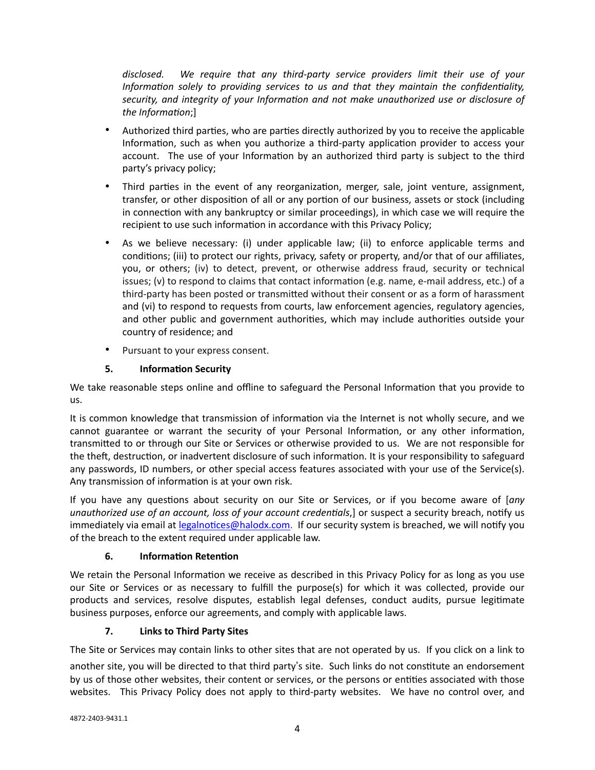*disclosed. We require that any third-party service providers limit their use of your Information solely to providing services to us and that they maintain the confidentiality, security, and integrity of your Information and not make unauthorized use or disclosure of the Information*;]

- Authorized third parties, who are parties directly authorized by you to receive the applicable Information, such as when you authorize a third-party application provider to access your account. The use of your Information by an authorized third party is subject to the third party's privacy policy;
- Third parties in the event of any reorganization, merger, sale, joint venture, assignment, transfer, or other disposition of all or any portion of our business, assets or stock (including in connection with any bankruptcy or similar proceedings), in which case we will require the recipient to use such information in accordance with this Privacy Policy;
- As we believe necessary: (i) under applicable law; (ii) to enforce applicable terms and conditions; (iii) to protect our rights, privacy, safety or property, and/or that of our affiliates, you, or others; (iv) to detect, prevent, or otherwise address fraud, security or technical issues; (v) to respond to claims that contact information (e.g. name, e-mail address, etc.) of a third-party has been posted or transmitted without their consent or as a form of harassment and (vi) to respond to requests from courts, law enforcement agencies, regulatory agencies, and other public and government authorities, which may include authorities outside your country of residence; and
- Pursuant to your express consent.

**5. Information Security**

We take reasonable steps online and offline to safeguard the Personal Information that you provide to us.

It is common knowledge that transmission of information via the Internet is not wholly secure, and we cannot guarantee or warrant the security of your Personal Information, or any other information, transmitted to or through our Site or Services or otherwise provided to us. We are not responsible for the theft, destruction, or inadvertent disclosure of such information. It is your responsibility to safeguard any passwords, ID numbers, or other special access features associated with your use of the Service(s). Any transmission of information is at your own risk.

If you have any questions about security on our Site or Services, or if you become aware of [*any unauthorized use of an account, loss of your account credentials*,] or suspect a security breach, notify us immediately via email at legalnotices@halodx.com. If our security system is breached, we will notify you of the breach to the extent required under applicable law.

**6. Information Retention**

We retain the Personal Information we receive as described in this Privacy Policy for as long as you use our Site or Services or as necessary to fulfill the purpose(s) for which it was collected, provide our products and services, resolve disputes, establish legal defenses, conduct audits, pursue legitimate business purposes, enforce our agreements, and comply with applicable laws.

**7. Links to Third Party Sites**

The Site or Services may contain links to other sites that are not operated by us. If you click on a link to another site, you will be directed to that third party's site. Such links do not constitute an endorsement by us of those other websites, their content or services, or the persons or entities associated with those websites. This Privacy Policy does not apply to third-party websites. We have no control over, and

4872-2403-9431.1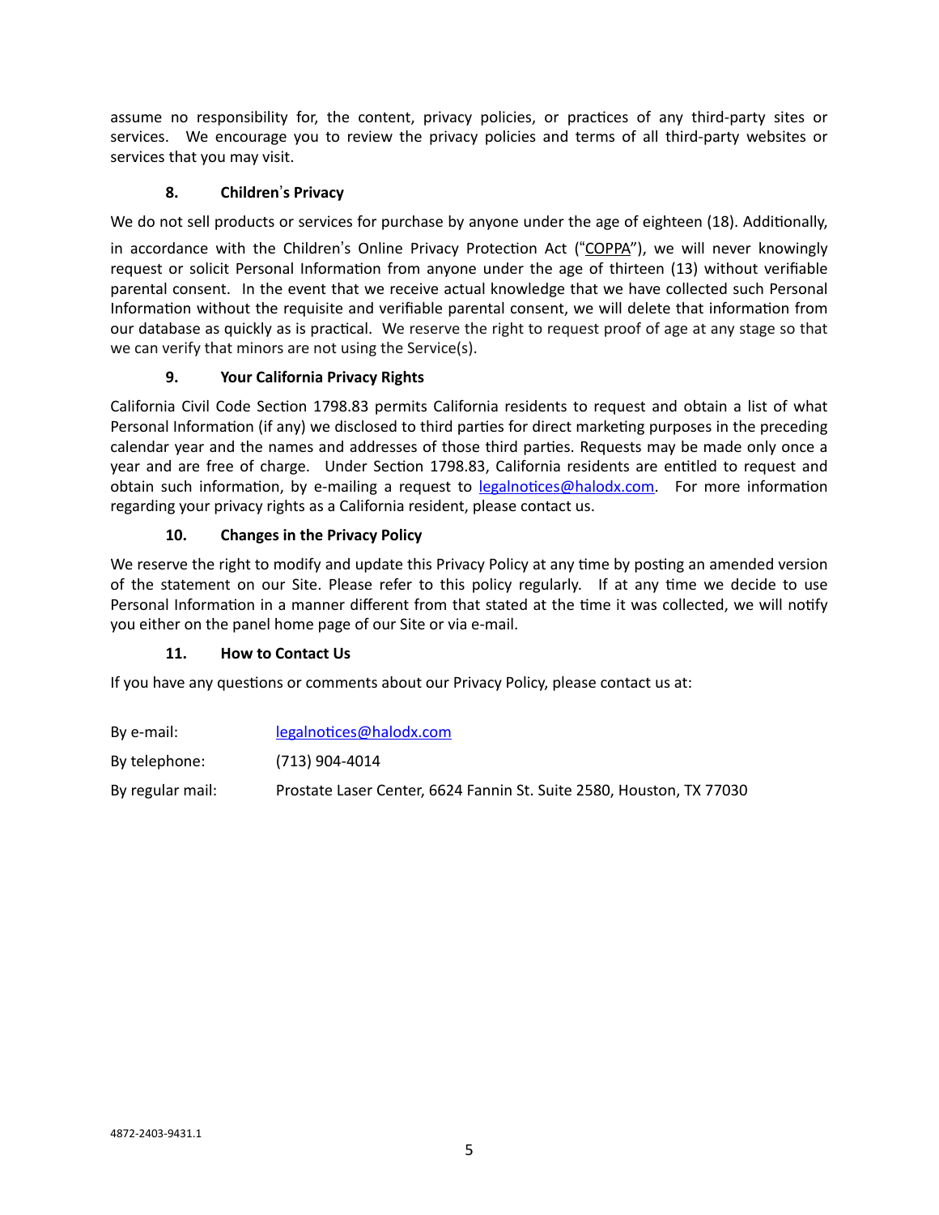assume no responsibility for, the content, privacy policies, or practices of any third-party sites or services. We encourage you to review the privacy policies and terms of all third-party websites or services that you may visit.

### 8. Children's Privacy

We do not sell products or services for purchase by anyone under the age of eighteen (18). Additionally, in accordance with the Children's Online Privacy Protection Act ("COPPA"), we will never knowingly request or solicit Personal Information from anyone under the age of thirteen (13) without verifiable parental consent. In the event that we receive actual knowledge that we have collected such Personal Information without the requisite and verifiable parental consent, we will delete that information from our database as quickly as is practical. We reserve the right to request proof of age at any stage so that we can verify that minors are not using the Service(s).

### 9. Your California Privacy Rights

California Civil Code Section 1798.83 permits California residents to request and obtain a list of what Personal Information (if any) we disclosed to third parties for direct marketing purposes in the preceding calendar year and the names and addresses of those third parties. Requests may be made only once a year and are free of charge. Under Section 1798.83, California residents are entitled to request and obtain such information, by e-mailing a request to legalnotices@halodx.com. For more information regarding your privacy rights as a California resident, please contact us.

### 10. Changes in the Privacy Policy

We reserve the right to modify and update this Privacy Policy at any time by posting an amended version of the statement on our Site. Please refer to this policy regularly. If at any time we decide to use Personal Information in a manner different from that stated at the time it was collected, we will notify you either on the panel home page of our Site or via e-mail.

### 11. How to Contact Us

If you have any questions or comments about our Privacy Policy, please contact us at:

| | |
|---|---|
| By e-mail: | legalnotices@halodx.com |
| By telephone: | (713) 904-4014 |
| By regular mail: | Prostate Laser Center, 6624 Fannin St. Suite 2580, Houston, TX 77030 |

4872-2403-9431.1